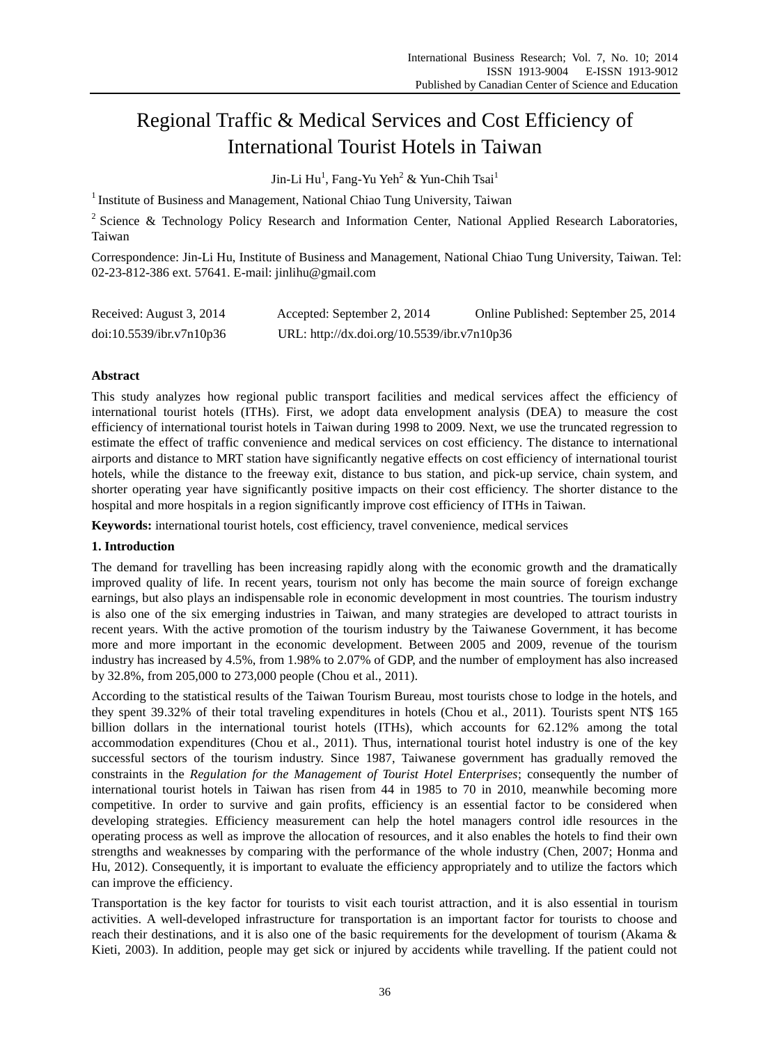# Regional Traffic & Medical Services and Cost Efficiency of International Tourist Hotels in Taiwan

Jin-Li Hu[1], Fang-Yu Yeh[2] & Yun-Chih Tsai[1]

[1] Institute of Business and Management, National Chiao Tung University, Taiwan

[2] Science & Technology Policy Research and Information Center, National Applied Research Laboratories, Taiwan

Correspondence: Jin-Li Hu, Institute of Business and Management, National Chiao Tung University, Taiwan. Tel: 02-23-812-386 ext. 57641. E-mail: jinlihu@gmail.com

Received: August 3, 2014 Accepted: September 2, 2014 Online Published: September 25, 2014

doi:10.5539/ibr.v7n10p36 URL: http://dx.doi.org/10.5539/ibr.v7n10p36

## Abstract

This study analyzes how regional public transport facilities and medical services affect the efficiency of international tourist hotels (ITHs). First, we adopt data envelopment analysis (DEA) to measure the cost efficiency of international tourist hotels in Taiwan during 1998 to 2009. Next, we use the truncated regression to estimate the effect of traffic convenience and medical services on cost efficiency. The distance to international airports and distance to MRT station have significantly negative effects on cost efficiency of international tourist hotels, while the distance to the freeway exit, distance to bus station, and pick-up service, chain system, and shorter operating year have significantly positive impacts on their cost efficiency. The shorter distance to the hospital and more hospitals in a region significantly improve cost efficiency of ITHs in Taiwan.

**Keywords:** international tourist hotels, cost efficiency, travel convenience, medical services

## 1. Introduction

The demand for travelling has been increasing rapidly along with the economic growth and the dramatically improved quality of life. In recent years, tourism not only has become the main source of foreign exchange earnings, but also plays an indispensable role in economic development in most countries. The tourism industry is also one of the six emerging industries in Taiwan, and many strategies are developed to attract tourists in recent years. With the active promotion of the tourism industry by the Taiwanese Government, it has become more and more important in the economic development. Between 2005 and 2009, revenue of the tourism industry has increased by 4.5%, from 1.98% to 2.07% of GDP, and the number of employment has also increased by 32.8%, from 205,000 to 273,000 people (Chou et al., 2011).

According to the statistical results of the Taiwan Tourism Bureau, most tourists chose to lodge in the hotels, and they spent 39.32% of their total traveling expenditures in hotels (Chou et al., 2011). Tourists spent NT$ 165 billion dollars in the international tourist hotels (ITHs), which accounts for 62.12% among the total accommodation expenditures (Chou et al., 2011). Thus, international tourist hotel industry is one of the key successful sectors of the tourism industry. Since 1987, Taiwanese government has gradually removed the constraints in the *Regulation for the Management of Tourist Hotel Enterprises*; consequently the number of international tourist hotels in Taiwan has risen from 44 in 1985 to 70 in 2010, meanwhile becoming more competitive. In order to survive and gain profits, efficiency is an essential factor to be considered when developing strategies. Efficiency measurement can help the hotel managers control idle resources in the operating process as well as improve the allocation of resources, and it also enables the hotels to find their own strengths and weaknesses by comparing with the performance of the whole industry (Chen, 2007; Honma and Hu, 2012). Consequently, it is important to evaluate the efficiency appropriately and to utilize the factors which can improve the efficiency.

Transportation is the key factor for tourists to visit each tourist attraction, and it is also essential in tourism activities. A well-developed infrastructure for transportation is an important factor for tourists to choose and reach their destinations, and it is also one of the basic requirements for the development of tourism (Akama & Kieti, 2003). In addition, people may get sick or injured by accidents while travelling. If the patient could not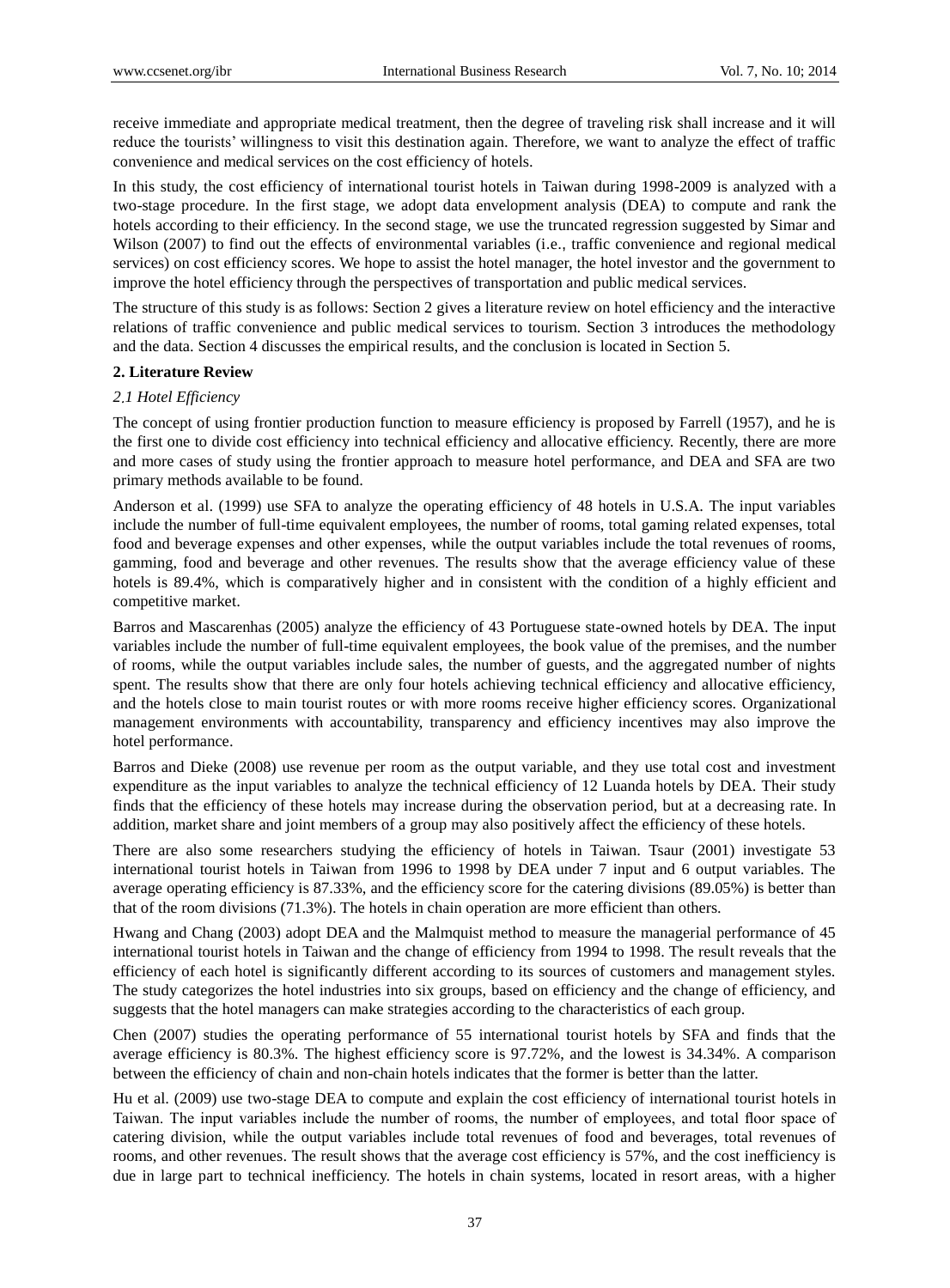receive immediate and appropriate medical treatment, then the degree of traveling risk shall increase and it will reduce the tourists' willingness to visit this destination again. Therefore, we want to analyze the effect of traffic convenience and medical services on the cost efficiency of hotels.

In this study, the cost efficiency of international tourist hotels in Taiwan during 1998-2009 is analyzed with a two-stage procedure. In the first stage, we adopt data envelopment analysis (DEA) to compute and rank the hotels according to their efficiency. In the second stage, we use the truncated regression suggested by Simar and Wilson (2007) to find out the effects of environmental variables (i.e., traffic convenience and regional medical services) on cost efficiency scores. We hope to assist the hotel manager, the hotel investor and the government to improve the hotel efficiency through the perspectives of transportation and public medical services.

The structure of this study is as follows: Section 2 gives a literature review on hotel efficiency and the interactive relations of traffic convenience and public medical services to tourism. Section 3 introduces the methodology and the data. Section 4 discusses the empirical results, and the conclusion is located in Section 5.

## 2. Literature Review

### *2.1 Hotel Efficiency*

The concept of using frontier production function to measure efficiency is proposed by Farrell (1957), and he is the first one to divide cost efficiency into technical efficiency and allocative efficiency. Recently, there are more and more cases of study using the frontier approach to measure hotel performance, and DEA and SFA are two primary methods available to be found.

Anderson et al. (1999) use SFA to analyze the operating efficiency of 48 hotels in U.S.A. The input variables include the number of full-time equivalent employees, the number of rooms, total gaming related expenses, total food and beverage expenses and other expenses, while the output variables include the total revenues of rooms, gamming, food and beverage and other revenues. The results show that the average efficiency value of these hotels is 89.4%, which is comparatively higher and in consistent with the condition of a highly efficient and competitive market.

Barros and Mascarenhas (2005) analyze the efficiency of 43 Portuguese state-owned hotels by DEA. The input variables include the number of full-time equivalent employees, the book value of the premises, and the number of rooms, while the output variables include sales, the number of guests, and the aggregated number of nights spent. The results show that there are only four hotels achieving technical efficiency and allocative efficiency, and the hotels close to main tourist routes or with more rooms receive higher efficiency scores. Organizational management environments with accountability, transparency and efficiency incentives may also improve the hotel performance.

Barros and Dieke (2008) use revenue per room as the output variable, and they use total cost and investment expenditure as the input variables to analyze the technical efficiency of 12 Luanda hotels by DEA. Their study finds that the efficiency of these hotels may increase during the observation period, but at a decreasing rate. In addition, market share and joint members of a group may also positively affect the efficiency of these hotels.

There are also some researchers studying the efficiency of hotels in Taiwan. Tsaur (2001) investigate 53 international tourist hotels in Taiwan from 1996 to 1998 by DEA under 7 input and 6 output variables. The average operating efficiency is 87.33%, and the efficiency score for the catering divisions (89.05%) is better than that of the room divisions (71.3%). The hotels in chain operation are more efficient than others.

Hwang and Chang (2003) adopt DEA and the Malmquist method to measure the managerial performance of 45 international tourist hotels in Taiwan and the change of efficiency from 1994 to 1998. The result reveals that the efficiency of each hotel is significantly different according to its sources of customers and management styles. The study categorizes the hotel industries into six groups, based on efficiency and the change of efficiency, and suggests that the hotel managers can make strategies according to the characteristics of each group.

Chen (2007) studies the operating performance of 55 international tourist hotels by SFA and finds that the average efficiency is 80.3%. The highest efficiency score is 97.72%, and the lowest is 34.34%. A comparison between the efficiency of chain and non-chain hotels indicates that the former is better than the latter.

Hu et al. (2009) use two-stage DEA to compute and explain the cost efficiency of international tourist hotels in Taiwan. The input variables include the number of rooms, the number of employees, and total floor space of catering division, while the output variables include total revenues of food and beverages, total revenues of rooms, and other revenues. The result shows that the average cost efficiency is 57%, and the cost inefficiency is due in large part to technical inefficiency. The hotels in chain systems, located in resort areas, with a higher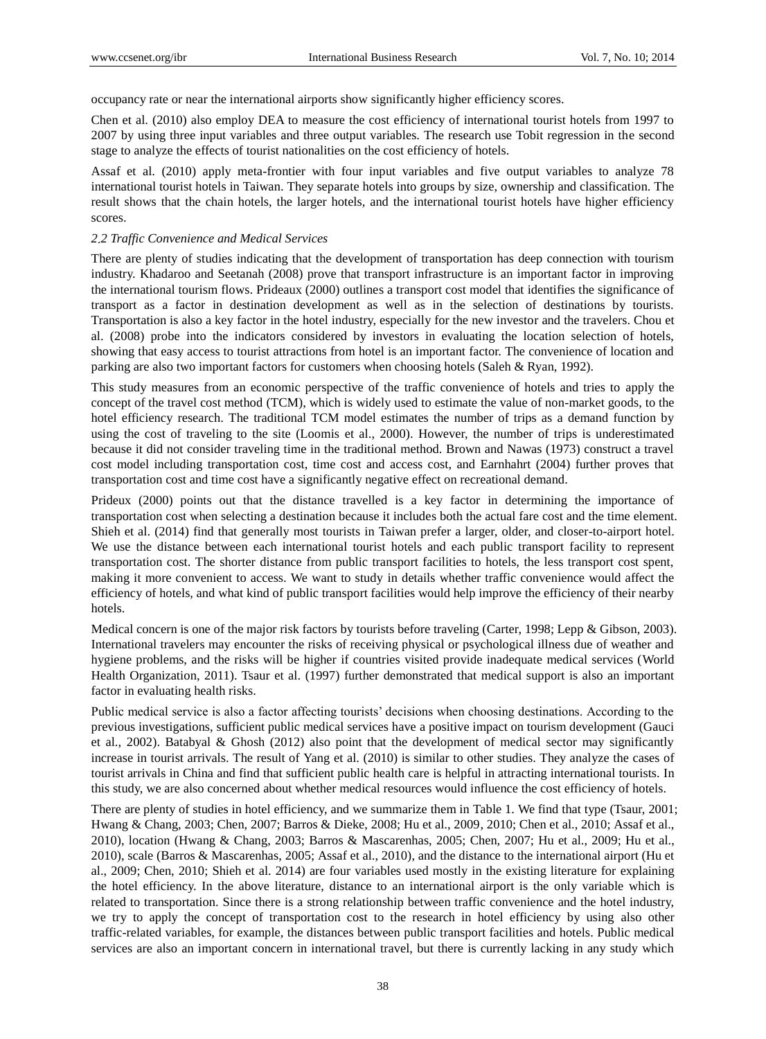occupancy rate or near the international airports show significantly higher efficiency scores.

Chen et al. (2010) also employ DEA to measure the cost efficiency of international tourist hotels from 1997 to 2007 by using three input variables and three output variables. The research use Tobit regression in the second stage to analyze the effects of tourist nationalities on the cost efficiency of hotels.

Assaf et al. (2010) apply meta-frontier with four input variables and five output variables to analyze 78 international tourist hotels in Taiwan. They separate hotels into groups by size, ownership and classification. The result shows that the chain hotels, the larger hotels, and the international tourist hotels have higher efficiency scores.

### 2.2 Traffic Convenience and Medical Services

There are plenty of studies indicating that the development of transportation has deep connection with tourism industry. Khadaroo and Seetanah (2008) prove that transport infrastructure is an important factor in improving the international tourism flows. Prideaux (2000) outlines a transport cost model that identifies the significance of transport as a factor in destination development as well as in the selection of destinations by tourists. Transportation is also a key factor in the hotel industry, especially for the new investor and the travelers. Chou et al. (2008) probe into the indicators considered by investors in evaluating the location selection of hotels, showing that easy access to tourist attractions from hotel is an important factor. The convenience of location and parking are also two important factors for customers when choosing hotels (Saleh & Ryan, 1992).

This study measures from an economic perspective of the traffic convenience of hotels and tries to apply the concept of the travel cost method (TCM), which is widely used to estimate the value of non-market goods, to the hotel efficiency research. The traditional TCM model estimates the number of trips as a demand function by using the cost of traveling to the site (Loomis et al., 2000). However, the number of trips is underestimated because it did not consider traveling time in the traditional method. Brown and Nawas (1973) construct a travel cost model including transportation cost, time cost and access cost, and Earnhahrt (2004) further proves that transportation cost and time cost have a significantly negative effect on recreational demand.

Prideux (2000) points out that the distance travelled is a key factor in determining the importance of transportation cost when selecting a destination because it includes both the actual fare cost and the time element. Shieh et al. (2014) find that generally most tourists in Taiwan prefer a larger, older, and closer-to-airport hotel. We use the distance between each international tourist hotels and each public transport facility to represent transportation cost. The shorter distance from public transport facilities to hotels, the less transport cost spent, making it more convenient to access. We want to study in details whether traffic convenience would affect the efficiency of hotels, and what kind of public transport facilities would help improve the efficiency of their nearby hotels.

Medical concern is one of the major risk factors by tourists before traveling (Carter, 1998; Lepp & Gibson, 2003). International travelers may encounter the risks of receiving physical or psychological illness due of weather and hygiene problems, and the risks will be higher if countries visited provide inadequate medical services (World Health Organization, 2011). Tsaur et al. (1997) further demonstrated that medical support is also an important factor in evaluating health risks.

Public medical service is also a factor affecting tourists' decisions when choosing destinations. According to the previous investigations, sufficient public medical services have a positive impact on tourism development (Gauci et al., 2002). Batabyal & Ghosh (2012) also point that the development of medical sector may significantly increase in tourist arrivals. The result of Yang et al. (2010) is similar to other studies. They analyze the cases of tourist arrivals in China and find that sufficient public health care is helpful in attracting international tourists. In this study, we are also concerned about whether medical resources would influence the cost efficiency of hotels.

There are plenty of studies in hotel efficiency, and we summarize them in Table 1. We find that type (Tsaur, 2001; Hwang & Chang, 2003; Chen, 2007; Barros & Dieke, 2008; Hu et al., 2009, 2010; Chen et al., 2010; Assaf et al., 2010), location (Hwang & Chang, 2003; Barros & Mascarenhas, 2005; Chen, 2007; Hu et al., 2009; Hu et al., 2010), scale (Barros & Mascarenhas, 2005; Assaf et al., 2010), and the distance to the international airport (Hu et al., 2009; Chen, 2010; Shieh et al. 2014) are four variables used mostly in the existing literature for explaining the hotel efficiency. In the above literature, distance to an international airport is the only variable which is related to transportation. Since there is a strong relationship between traffic convenience and the hotel industry, we try to apply the concept of transportation cost to the research in hotel efficiency by using also other traffic-related variables, for example, the distances between public transport facilities and hotels. Public medical services are also an important concern in international travel, but there is currently lacking in any study which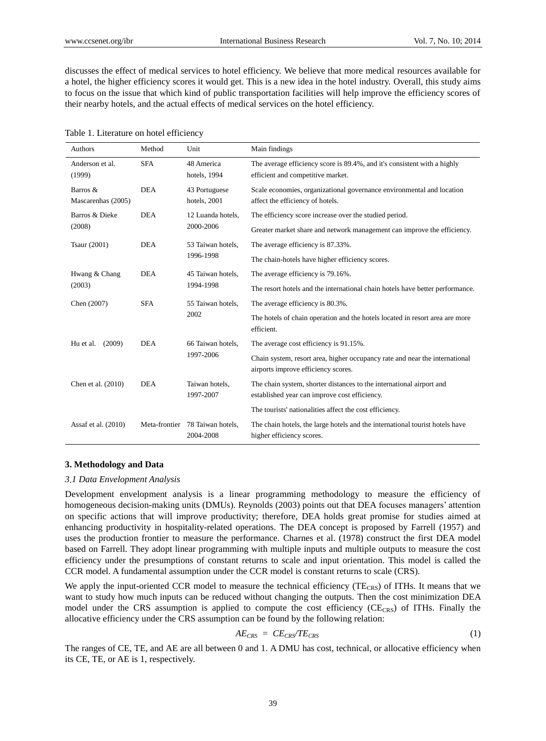discusses the effect of medical services to hotel efficiency. We believe that more medical resources available for a hotel, the higher efficiency scores it would get. This is a new idea in the hotel industry. Overall, this study aims to focus on the issue that which kind of public transportation facilities will help improve the efficiency scores of their nearby hotels, and the actual effects of medical services on the hotel efficiency.

Table 1. Literature on hotel efficiency

| Authors | Method | Unit | Main findings |
|---|---|---|---|
| Anderson et al. (1999) | SFA | 48 America hotels, 1994 | The average efficiency score is 89.4%, and it's consistent with a highly efficient and competitive market. |
| Barros & Mascarenhas (2005) | DEA | 43 Portuguese hotels, 2001 | Scale economies, organizational governance environmental and location affect the efficiency of hotels. |
| Barros & Dieke (2008) | DEA | 12 Luanda hotels, 2000-2006 | The efficiency score increase over the studied period. |
| | | | Greater market share and network management can improve the efficiency. |
| Tsaur (2001) | DEA | 53 Taiwan hotels, 1996-1998 | The average efficiency is 87.33%. |
| | | | The chain-hotels have higher efficiency scores. |
| Hwang & Chang (2003) | DEA | 45 Taiwan hotels, 1994-1998 | The average efficiency is 79.16%. |
| | | | The resort hotels and the international chain hotels have better performance. |
| Chen (2007) | SFA | 55 Taiwan hotels, 2002 | The average efficiency is 80.3%. |
| | | | The hotels of chain operation and the hotels located in resort area are more efficient. |
| Hu et al. (2009) | DEA | 66 Taiwan hotels, 1997-2006 | The average cost efficiency is 91.15%. |
| | | | Chain system, resort area, higher occupancy rate and near the international airports improve efficiency scores. |
| Chen et al. (2010) | DEA | Taiwan hotels, 1997-2007 | The chain system, shorter distances to the international airport and established year can improve cost efficiency. |
| | | | The tourists' nationalities affect the cost efficiency. |
| Assaf et al. (2010) | Meta-frontier | 78 Taiwan hotels, 2004-2008 | The chain hotels, the large hotels and the international tourist hotels have higher efficiency scores. |

## 3. Methodology and Data

### *3.1 Data Envelopment Analysis*

Development envelopment analysis is a linear programming methodology to measure the efficiency of homogeneous decision-making units (DMUs). Reynolds (2003) points out that DEA focuses managers' attention on specific actions that will improve productivity; therefore, DEA holds great promise for studies aimed at enhancing productivity in hospitality-related operations. The DEA concept is proposed by Farrell (1957) and uses the production frontier to measure the performance. Charnes et al. (1978) construct the first DEA model based on Farrell. They adopt linear programming with multiple inputs and multiple outputs to measure the cost efficiency under the presumptions of constant returns to scale and input orientation. This model is called the CCR model. A fundamental assumption under the CCR model is constant returns to scale (CRS).

We apply the input-oriented CCR model to measure the technical efficiency ($TE_{CRS}$) of ITHs. It means that we want to study how much inputs can be reduced without changing the outputs. Then the cost minimization DEA model under the CRS assumption is applied to compute the cost efficiency ($CE_{CRS}$) of ITHs. Finally the allocative efficiency under the CRS assumption can be found by the following relation:

$$AE_{CRS} = CE_{CRS}/TE_{CRS} \tag{1}$$

The ranges of CE, TE, and AE are all between 0 and 1. A DMU has cost, technical, or allocative efficiency when its CE, TE, or AE is 1, respectively.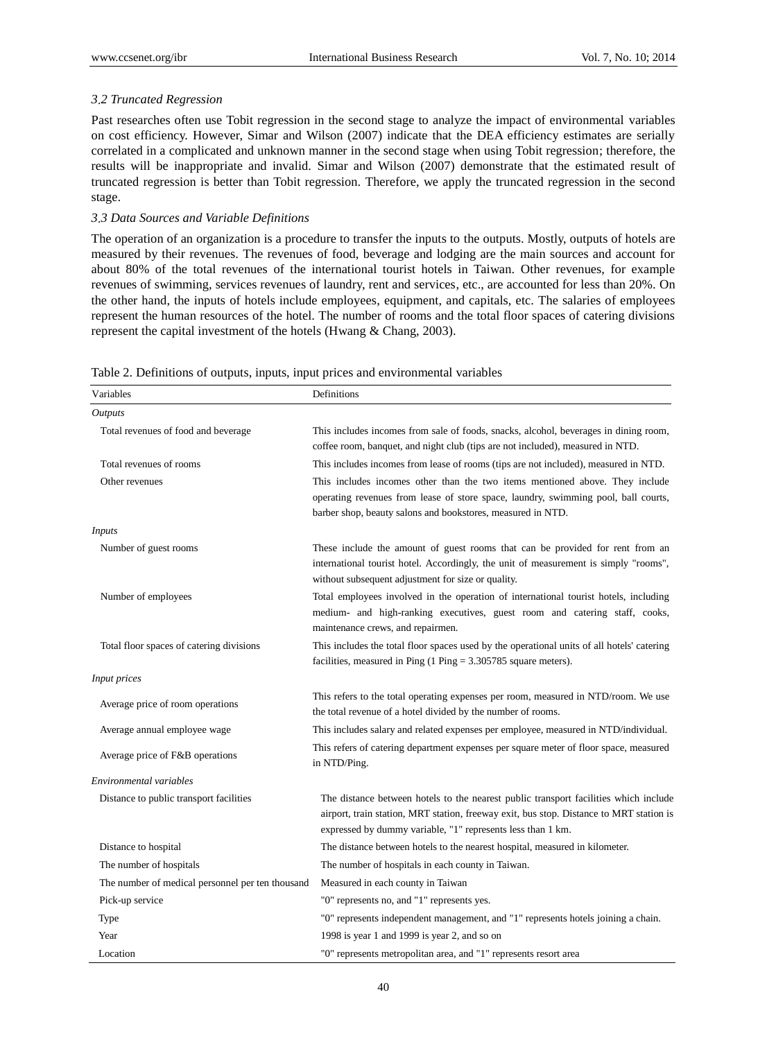### 3.2 Truncated Regression

Past researches often use Tobit regression in the second stage to analyze the impact of environmental variables on cost efficiency. However, Simar and Wilson (2007) indicate that the DEA efficiency estimates are serially correlated in a complicated and unknown manner in the second stage when using Tobit regression; therefore, the results will be inappropriate and invalid. Simar and Wilson (2007) demonstrate that the estimated result of truncated regression is better than Tobit regression. Therefore, we apply the truncated regression in the second stage.

### 3.3 Data Sources and Variable Definitions

The operation of an organization is a procedure to transfer the inputs to the outputs. Mostly, outputs of hotels are measured by their revenues. The revenues of food, beverage and lodging are the main sources and account for about 80% of the total revenues of the international tourist hotels in Taiwan. Other revenues, for example revenues of swimming, services revenues of laundry, rent and services, etc., are accounted for less than 20%. On the other hand, the inputs of hotels include employees, equipment, and capitals, etc. The salaries of employees represent the human resources of the hotel. The number of rooms and the total floor spaces of catering divisions represent the capital investment of the hotels (Hwang & Chang, 2003).

Table 2. Definitions of outputs, inputs, input prices and environmental variables

| Variables | Definitions |
|---|---|
| *Outputs* | |
| Total revenues of food and beverage | This includes incomes from sale of foods, snacks, alcohol, beverages in dining room, coffee room, banquet, and night club (tips are not included), measured in NTD. |
| Total revenues of rooms | This includes incomes from lease of rooms (tips are not included), measured in NTD. |
| Other revenues | This includes incomes other than the two items mentioned above. They include operating revenues from lease of store space, laundry, swimming pool, ball courts, barber shop, beauty salons and bookstores, measured in NTD. |
| *Inputs* | |
| Number of guest rooms | These include the amount of guest rooms that can be provided for rent from an international tourist hotel. Accordingly, the unit of measurement is simply "rooms", without subsequent adjustment for size or quality. |
| Number of employees | Total employees involved in the operation of international tourist hotels, including medium- and high-ranking executives, guest room and catering staff, cooks, maintenance crews, and repairmen. |
| Total floor spaces of catering divisions | This includes the total floor spaces used by the operational units of all hotels' catering facilities, measured in Ping (1 Ping = 3.305785 square meters). |
| *Input prices* | |
| Average price of room operations | This refers to the total operating expenses per room, measured in NTD/room. We use the total revenue of a hotel divided by the number of rooms. |
| Average annual employee wage | This includes salary and related expenses per employee, measured in NTD/individual. |
| Average price of F&B operations | This refers of catering department expenses per square meter of floor space, measured in NTD/Ping. |
| *Environmental variables* | |
| Distance to public transport facilities | The distance between hotels to the nearest public transport facilities which include airport, train station, MRT station, freeway exit, bus stop. Distance to MRT station is expressed by dummy variable, "1" represents less than 1 km. |
| Distance to hospital | The distance between hotels to the nearest hospital, measured in kilometer. |
| The number of hospitals | The number of hospitals in each county in Taiwan. |
| The number of medical personnel per ten thousand | Measured in each county in Taiwan |
| Pick-up service | "0" represents no, and "1" represents yes. |
| Type | "0" represents independent management, and "1" represents hotels joining a chain. |
| Year | 1998 is year 1 and 1999 is year 2, and so on |
| Location | "0" represents metropolitan area, and "1" represents resort area |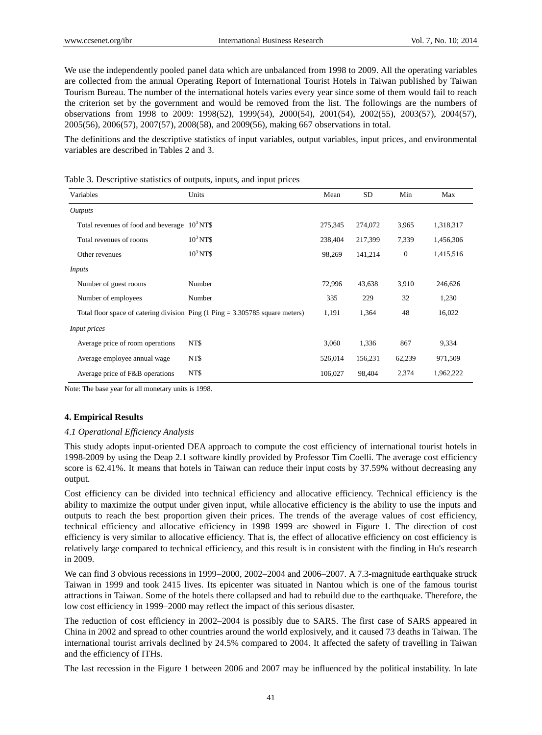We use the independently pooled panel data which are unbalanced from 1998 to 2009. All the operating variables are collected from the annual Operating Report of International Tourist Hotels in Taiwan published by Taiwan Tourism Bureau. The number of the international hotels varies every year since some of them would fail to reach the criterion set by the government and would be removed from the list. The followings are the numbers of observations from 1998 to 2009: 1998(52), 1999(54), 2000(54), 2001(54), 2002(55), 2003(57), 2004(57), 2005(56), 2006(57), 2007(57), 2008(58), and 2009(56), making 667 observations in total.

The definitions and the descriptive statistics of input variables, output variables, input prices, and environmental variables are described in Tables 2 and 3.

Table 3. Descriptive statistics of outputs, inputs, and input prices

| Variables | Units | Mean | SD | Min | Max |
|---|---|---|---|---|---|
| *Outputs* | | | | | |
| Total revenues of food and beverage | $10^3$ NT$ | 275,345 | 274,072 | 3,965 | 1,318,317 |
| Total revenues of rooms | $10^3$ NT$ | 238,404 | 217,399 | 7,339 | 1,456,306 |
| Other revenues | $10^3$ NT$ | 98,269 | 141,214 | 0 | 1,415,516 |
| *Inputs* | | | | | |
| Number of guest rooms | Number | 72,996 | 43,638 | 3,910 | 246,626 |
| Number of employees | Number | 335 | 229 | 32 | 1,230 |
| Total floor space of catering division | Ping (1 Ping = 3.305785 square meters) | 1,191 | 1,364 | 48 | 16,022 |
| *Input prices* | | | | | |
| Average price of room operations | NT$ | 3,060 | 1,336 | 867 | 9,334 |
| Average employee annual wage | NT$ | 526,014 | 156,231 | 62,239 | 971,509 |
| Average price of F&B operations | NT$ | 106,027 | 98,404 | 2,374 | 1,962,222 |

Note: The base year for all monetary units is 1998.

## 4. Empirical Results

### *4.1 Operational Efficiency Analysis*

This study adopts input-oriented DEA approach to compute the cost efficiency of international tourist hotels in 1998-2009 by using the Deap 2.1 software kindly provided by Professor Tim Coelli. The average cost efficiency score is 62.41%. It means that hotels in Taiwan can reduce their input costs by 37.59% without decreasing any output.

Cost efficiency can be divided into technical efficiency and allocative efficiency. Technical efficiency is the ability to maximize the output under given input, while allocative efficiency is the ability to use the inputs and outputs to reach the best proportion given their prices. The trends of the average values of cost efficiency, technical efficiency and allocative efficiency in 1998–1999 are showed in Figure 1. The direction of cost efficiency is very similar to allocative efficiency. That is, the effect of allocative efficiency on cost efficiency is relatively large compared to technical efficiency, and this result is in consistent with the finding in Hu's research in 2009.

We can find 3 obvious recessions in 1999–2000, 2002–2004 and 2006–2007. A 7.3-magnitude earthquake struck Taiwan in 1999 and took 2415 lives. Its epicenter was situated in Nantou which is one of the famous tourist attractions in Taiwan. Some of the hotels there collapsed and had to rebuild due to the earthquake. Therefore, the low cost efficiency in 1999–2000 may reflect the impact of this serious disaster.

The reduction of cost efficiency in 2002–2004 is possibly due to SARS. The first case of SARS appeared in China in 2002 and spread to other countries around the world explosively, and it caused 73 deaths in Taiwan. The international tourist arrivals declined by 24.5% compared to 2004. It affected the safety of travelling in Taiwan and the efficiency of ITHs.

The last recession in the Figure 1 between 2006 and 2007 may be influenced by the political instability. In late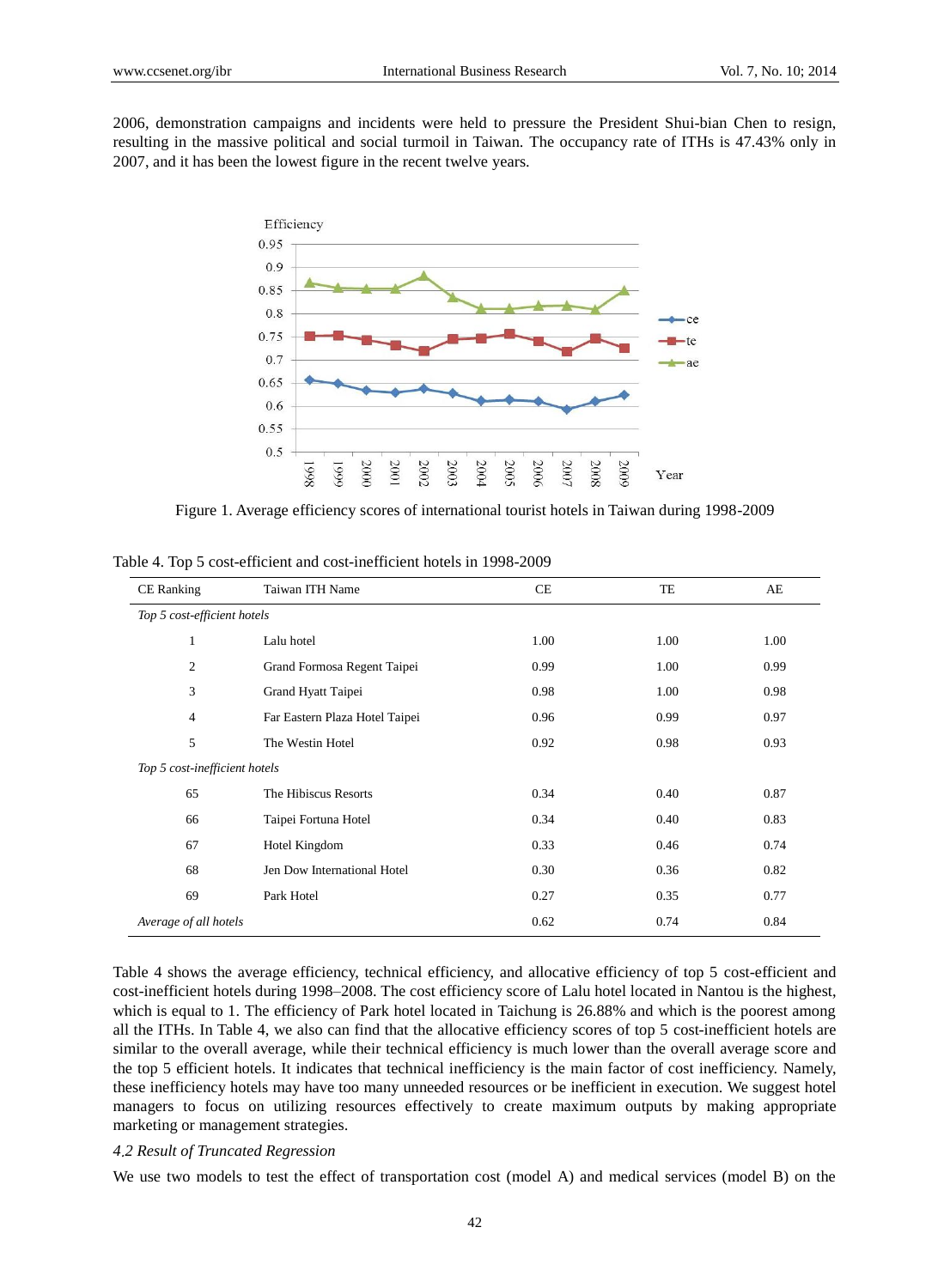2006, demonstration campaigns and incidents were held to pressure the President Shui-bian Chen to resign, resulting in the massive political and social turmoil in Taiwan. The occupancy rate of ITHs is 47.43% only in 2007, and it has been the lowest figure in the recent twelve years.

Figure 1. Average efficiency scores of international tourist hotels in Taiwan during 1998-2009

Table 4. Top 5 cost-efficient and cost-inefficient hotels in 1998-2009

| CE Ranking | Taiwan ITH Name | CE | TE | AE |
|---|---|---|---|---|
| *Top 5 cost-efficient hotels* | | | | |
| 1 | Lalu hotel | 1.00 | 1.00 | 1.00 |
| 2 | Grand Formosa Regent Taipei | 0.99 | 1.00 | 0.99 |
| 3 | Grand Hyatt Taipei | 0.98 | 1.00 | 0.98 |
| 4 | Far Eastern Plaza Hotel Taipei | 0.96 | 0.99 | 0.97 |
| 5 | The Westin Hotel | 0.92 | 0.98 | 0.93 |
| *Top 5 cost-inefficient hotels* | | | | |
| 65 | The Hibiscus Resorts | 0.34 | 0.40 | 0.87 |
| 66 | Taipei Fortuna Hotel | 0.34 | 0.40 | 0.83 |
| 67 | Hotel Kingdom | 0.33 | 0.46 | 0.74 |
| 68 | Jen Dow International Hotel | 0.30 | 0.36 | 0.82 |
| 69 | Park Hotel | 0.27 | 0.35 | 0.77 |
| *Average of all hotels* | | 0.62 | 0.74 | 0.84 |

Table 4 shows the average efficiency, technical efficiency, and allocative efficiency of top 5 cost-efficient and cost-inefficient hotels during 1998–2008. The cost efficiency score of Lalu hotel located in Nantou is the highest, which is equal to 1. The efficiency of Park hotel located in Taichung is 26.88% and which is the poorest among all the ITHs. In Table 4, we also can find that the allocative efficiency scores of top 5 cost-inefficient hotels are similar to the overall average, while their technical efficiency is much lower than the overall average score and the top 5 efficient hotels. It indicates that technical inefficiency is the main factor of cost inefficiency. Namely, these inefficiency hotels may have too many unneeded resources or be inefficient in execution. We suggest hotel managers to focus on utilizing resources effectively to create maximum outputs by making appropriate marketing or management strategies.

### *4.2 Result of Truncated Regression*

We use two models to test the effect of transportation cost (model A) and medical services (model B) on the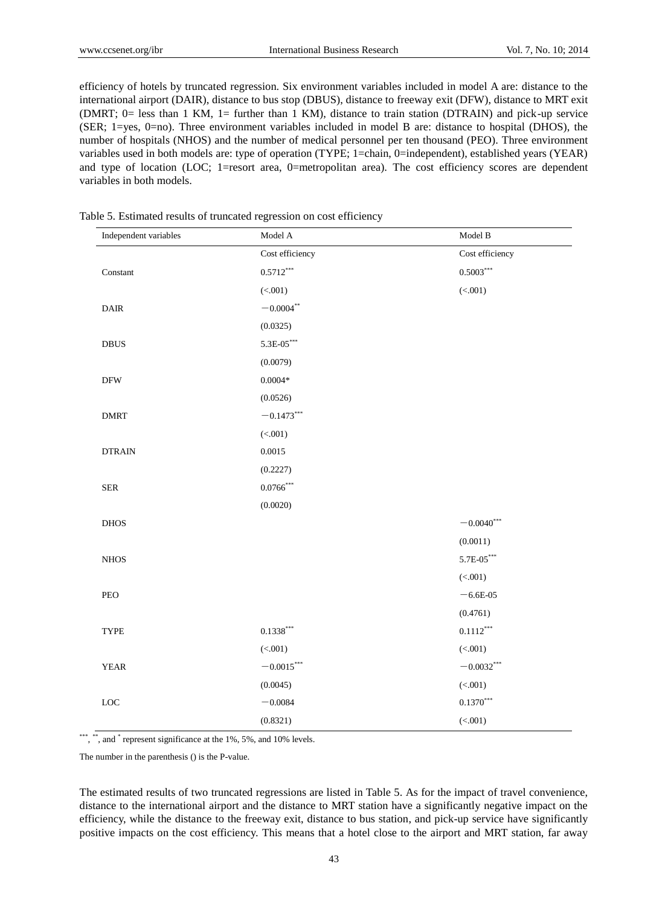efficiency of hotels by truncated regression. Six environment variables included in model A are: distance to the international airport (DAIR), distance to bus stop (DBUS), distance to freeway exit (DFW), distance to MRT exit (DMRT; 0= less than 1 KM, 1= further than 1 KM), distance to train station (DTRAIN) and pick-up service (SER; 1=yes, 0=no). Three environment variables included in model B are: distance to hospital (DHOS), the number of hospitals (NHOS) and the number of medical personnel per ten thousand (PEO). Three environment variables used in both models are: type of operation (TYPE; 1=chain, 0=independent), established years (YEAR) and type of location (LOC; 1=resort area, 0=metropolitan area). The cost efficiency scores are dependent variables in both models.

Table 5. Estimated results of truncated regression on cost efficiency

| Independent variables | Model A | Model B |
|---|---|---|
| | Cost efficiency | Cost efficiency |
| Constant | 0.5712*** | 0.5003*** |
| | (<.001) | (<.001) |
| DAIR | −0.0004** | |
| | (0.0325) | |
| DBUS | 5.3E-05*** | |
| | (0.0079) | |
| DFW | 0.0004* | |
| | (0.0526) | |
| DMRT | −0.1473*** | |
| | (<.001) | |
| DTRAIN | 0.0015 | |
| | (0.2227) | |
| SER | 0.0766*** | |
| | (0.0020) | |
| DHOS | | −0.0040*** |
| | | (0.0011) |
| NHOS | | 5.7E-05*** |
| | | (<.001) |
| PEO | | −6.6E-05 |
| | | (0.4761) |
| TYPE | 0.1338*** | 0.1112*** |
| | (<.001) | (<.001) |
| YEAR | −0.0015*** | −0.0032*** |
| | (0.0045) | (<.001) |
| LOC | −0.0084 | 0.1370*** |
| | (0.8321) | (<.001) |

***, **, and * represent significance at the 1%, 5%, and 10% levels.

The number in the parenthesis () is the P-value.

The estimated results of two truncated regressions are listed in Table 5. As for the impact of travel convenience, distance to the international airport and the distance to MRT station have a significantly negative impact on the efficiency, while the distance to the freeway exit, distance to bus station, and pick-up service have significantly positive impacts on the cost efficiency. This means that a hotel close to the airport and MRT station, far away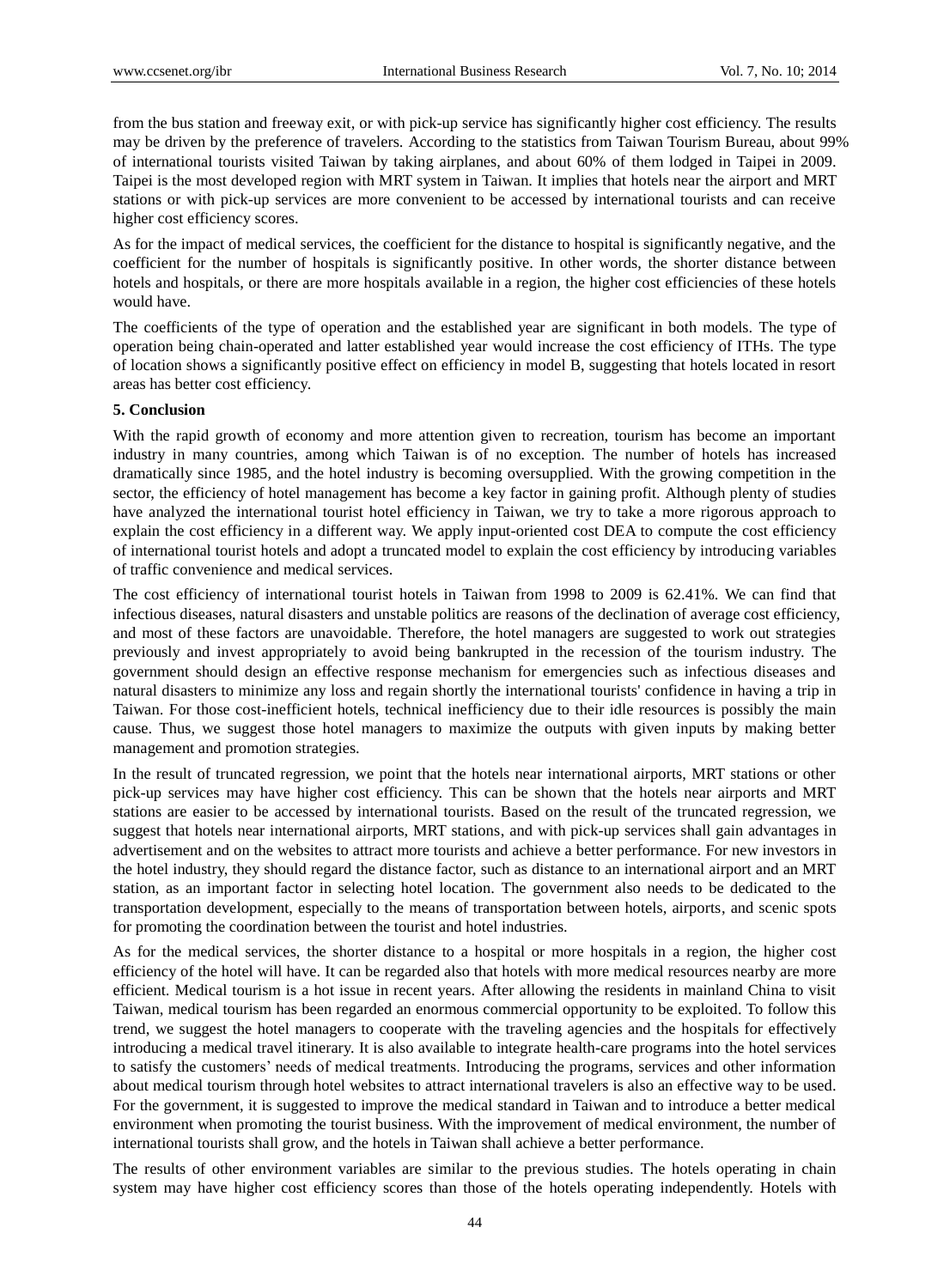from the bus station and freeway exit, or with pick-up service has significantly higher cost efficiency. The results may be driven by the preference of travelers. According to the statistics from Taiwan Tourism Bureau, about 99% of international tourists visited Taiwan by taking airplanes, and about 60% of them lodged in Taipei in 2009. Taipei is the most developed region with MRT system in Taiwan. It implies that hotels near the airport and MRT stations or with pick-up services are more convenient to be accessed by international tourists and can receive higher cost efficiency scores.

As for the impact of medical services, the coefficient for the distance to hospital is significantly negative, and the coefficient for the number of hospitals is significantly positive. In other words, the shorter distance between hotels and hospitals, or there are more hospitals available in a region, the higher cost efficiencies of these hotels would have.

The coefficients of the type of operation and the established year are significant in both models. The type of operation being chain-operated and latter established year would increase the cost efficiency of ITHs. The type of location shows a significantly positive effect on efficiency in model B, suggesting that hotels located in resort areas has better cost efficiency.

## 5. Conclusion

With the rapid growth of economy and more attention given to recreation, tourism has become an important industry in many countries, among which Taiwan is of no exception. The number of hotels has increased dramatically since 1985, and the hotel industry is becoming oversupplied. With the growing competition in the sector, the efficiency of hotel management has become a key factor in gaining profit. Although plenty of studies have analyzed the international tourist hotel efficiency in Taiwan, we try to take a more rigorous approach to explain the cost efficiency in a different way. We apply input-oriented cost DEA to compute the cost efficiency of international tourist hotels and adopt a truncated model to explain the cost efficiency by introducing variables of traffic convenience and medical services.

The cost efficiency of international tourist hotels in Taiwan from 1998 to 2009 is 62.41%. We can find that infectious diseases, natural disasters and unstable politics are reasons of the declination of average cost efficiency, and most of these factors are unavoidable. Therefore, the hotel managers are suggested to work out strategies previously and invest appropriately to avoid being bankrupted in the recession of the tourism industry. The government should design an effective response mechanism for emergencies such as infectious diseases and natural disasters to minimize any loss and regain shortly the international tourists' confidence in having a trip in Taiwan. For those cost-inefficient hotels, technical inefficiency due to their idle resources is possibly the main cause. Thus, we suggest those hotel managers to maximize the outputs with given inputs by making better management and promotion strategies.

In the result of truncated regression, we point that the hotels near international airports, MRT stations or other pick-up services may have higher cost efficiency. This can be shown that the hotels near airports and MRT stations are easier to be accessed by international tourists. Based on the result of the truncated regression, we suggest that hotels near international airports, MRT stations, and with pick-up services shall gain advantages in advertisement and on the websites to attract more tourists and achieve a better performance. For new investors in the hotel industry, they should regard the distance factor, such as distance to an international airport and an MRT station, as an important factor in selecting hotel location. The government also needs to be dedicated to the transportation development, especially to the means of transportation between hotels, airports, and scenic spots for promoting the coordination between the tourist and hotel industries.

As for the medical services, the shorter distance to a hospital or more hospitals in a region, the higher cost efficiency of the hotel will have. It can be regarded also that hotels with more medical resources nearby are more efficient. Medical tourism is a hot issue in recent years. After allowing the residents in mainland China to visit Taiwan, medical tourism has been regarded an enormous commercial opportunity to be exploited. To follow this trend, we suggest the hotel managers to cooperate with the traveling agencies and the hospitals for effectively introducing a medical travel itinerary. It is also available to integrate health-care programs into the hotel services to satisfy the customers' needs of medical treatments. Introducing the programs, services and other information about medical tourism through hotel websites to attract international travelers is also an effective way to be used. For the government, it is suggested to improve the medical standard in Taiwan and to introduce a better medical environment when promoting the tourist business. With the improvement of medical environment, the number of international tourists shall grow, and the hotels in Taiwan shall achieve a better performance.

The results of other environment variables are similar to the previous studies. The hotels operating in chain system may have higher cost efficiency scores than those of the hotels operating independently. Hotels with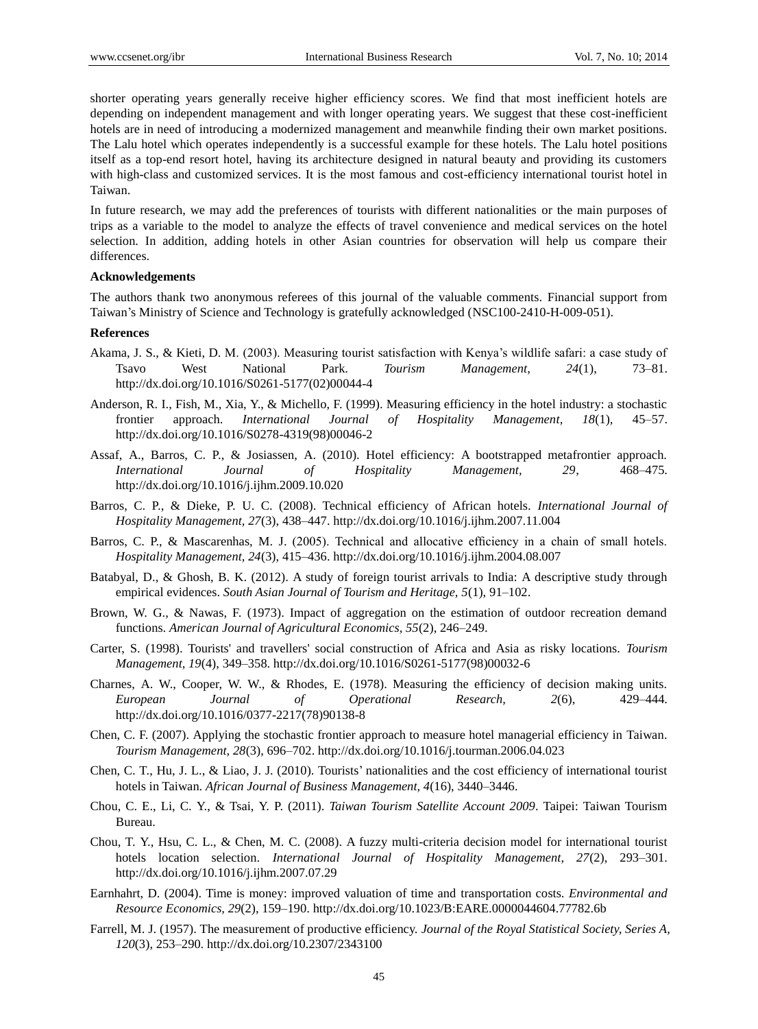shorter operating years generally receive higher efficiency scores. We find that most inefficient hotels are depending on independent management and with longer operating years. We suggest that these cost-inefficient hotels are in need of introducing a modernized management and meanwhile finding their own market positions. The Lalu hotel which operates independently is a successful example for these hotels. The Lalu hotel positions itself as a top-end resort hotel, having its architecture designed in natural beauty and providing its customers with high-class and customized services. It is the most famous and cost-efficiency international tourist hotel in Taiwan.

In future research, we may add the preferences of tourists with different nationalities or the main purposes of trips as a variable to the model to analyze the effects of travel convenience and medical services on the hotel selection. In addition, adding hotels in other Asian countries for observation will help us compare their differences.

**Acknowledgements**

The authors thank two anonymous referees of this journal of the valuable comments. Financial support from Taiwan's Ministry of Science and Technology is gratefully acknowledged (NSC100-2410-H-009-051).

**References**

Akama, J. S., & Kieti, D. M. (2003). Measuring tourist satisfaction with Kenya's wildlife safari: a case study of Tsavo West National Park. *Tourism Management, 24*(1), 73–81. http://dx.doi.org/10.1016/S0261-5177(02)00044-4

Anderson, R. I., Fish, M., Xia, Y., & Michello, F. (1999). Measuring efficiency in the hotel industry: a stochastic frontier approach. *International Journal of Hospitality Management, 18*(1), 45–57. http://dx.doi.org/10.1016/S0278-4319(98)00046-2

Assaf, A., Barros, C. P., & Josiassen, A. (2010). Hotel efficiency: A bootstrapped metafrontier approach. *International Journal of Hospitality Management, 29*, 468–475. http://dx.doi.org/10.1016/j.ijhm.2009.10.020

Barros, C. P., & Dieke, P. U. C. (2008). Technical efficiency of African hotels. *International Journal of Hospitality Management, 27*(3), 438–447. http://dx.doi.org/10.1016/j.ijhm.2007.11.004

Barros, C. P., & Mascarenhas, M. J. (2005). Technical and allocative efficiency in a chain of small hotels. *Hospitality Management, 24*(3), 415–436. http://dx.doi.org/10.1016/j.ijhm.2004.08.007

Batabyal, D., & Ghosh, B. K. (2012). A study of foreign tourist arrivals to India: A descriptive study through empirical evidences. *South Asian Journal of Tourism and Heritage, 5*(1), 91–102.

Brown, W. G., & Nawas, F. (1973). Impact of aggregation on the estimation of outdoor recreation demand functions. *American Journal of Agricultural Economics, 55*(2), 246–249.

Carter, S. (1998). Tourists' and travellers' social construction of Africa and Asia as risky locations. *Tourism Management, 19*(4), 349–358. http://dx.doi.org/10.1016/S0261-5177(98)00032-6

Charnes, A. W., Cooper, W. W., & Rhodes, E. (1978). Measuring the efficiency of decision making units. *European Journal of Operational Research, 2*(6), 429–444. http://dx.doi.org/10.1016/0377-2217(78)90138-8

Chen, C. F. (2007). Applying the stochastic frontier approach to measure hotel managerial efficiency in Taiwan. *Tourism Management, 28*(3), 696–702. http://dx.doi.org/10.1016/j.tourman.2006.04.023

Chen, C. T., Hu, J. L., & Liao, J. J. (2010). Tourists' nationalities and the cost efficiency of international tourist hotels in Taiwan. *African Journal of Business Management, 4*(16), 3440–3446.

Chou, C. E., Li, C. Y., & Tsai, Y. P. (2011). *Taiwan Tourism Satellite Account 2009*. Taipei: Taiwan Tourism Bureau.

Chou, T. Y., Hsu, C. L., & Chen, M. C. (2008). A fuzzy multi-criteria decision model for international tourist hotels location selection. *International Journal of Hospitality Management, 27*(2), 293–301. http://dx.doi.org/10.1016/j.ijhm.2007.07.29

Earnhahrt, D. (2004). Time is money: improved valuation of time and transportation costs. *Environmental and Resource Economics, 29*(2), 159–190. http://dx.doi.org/10.1023/B:EARE.0000044604.77782.6b

Farrell, M. J. (1957). The measurement of productive efficiency. *Journal of the Royal Statistical Society, Series A, 120*(3), 253–290. http://dx.doi.org/10.2307/2343100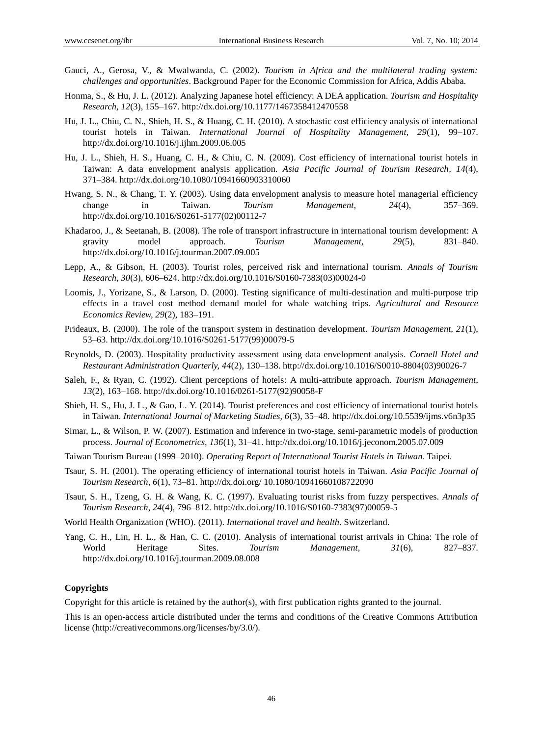Gauci, A., Gerosa, V., & Mwalwanda, C. (2002). *Tourism in Africa and the multilateral trading system: challenges and opportunities*. Background Paper for the Economic Commission for Africa, Addis Ababa.

Honma, S., & Hu, J. L. (2012). Analyzing Japanese hotel efficiency: A DEA application. *Tourism and Hospitality Research, 12*(3), 155–167. http://dx.doi.org/10.1177/1467358412470558

Hu, J. L., Chiu, C. N., Shieh, H. S., & Huang, C. H. (2010). A stochastic cost efficiency analysis of international tourist hotels in Taiwan. *International Journal of Hospitality Management, 29*(1), 99–107. http://dx.doi.org/10.1016/j.ijhm.2009.06.005

Hu, J. L., Shieh, H. S., Huang, C. H., & Chiu, C. N. (2009). Cost efficiency of international tourist hotels in Taiwan: A data envelopment analysis application. *Asia Pacific Journal of Tourism Research, 14*(4), 371–384. http://dx.doi.org/10.1080/10941660903310060

Hwang, S. N., & Chang, T. Y. (2003). Using data envelopment analysis to measure hotel managerial efficiency change in Taiwan. *Tourism Management, 24*(4), 357–369. http://dx.doi.org/10.1016/S0261-5177(02)00112-7

Khadaroo, J., & Seetanah, B. (2008). The role of transport infrastructure in international tourism development: A gravity model approach. *Tourism Management, 29*(5), 831–840. http://dx.doi.org/10.1016/j.tourman.2007.09.005

Lepp, A., & Gibson, H. (2003). Tourist roles, perceived risk and international tourism. *Annals of Tourism Research, 30*(3), 606–624. http://dx.doi.org/10.1016/S0160-7383(03)00024-0

Loomis, J., Yorizane, S., & Larson, D. (2000). Testing significance of multi-destination and multi-purpose trip effects in a travel cost method demand model for whale watching trips. *Agricultural and Resource Economics Review, 29*(2), 183–191.

Prideaux, B. (2000). The role of the transport system in destination development. *Tourism Management, 21*(1), 53–63. http://dx.doi.org/10.1016/S0261-5177(99)00079-5

Reynolds, D. (2003). Hospitality productivity assessment using data envelopment analysis. *Cornell Hotel and Restaurant Administration Quarterly, 44*(2), 130–138. http://dx.doi.org/10.1016/S0010-8804(03)90026-7

Saleh, F., & Ryan, C. (1992). Client perceptions of hotels: A multi-attribute approach. *Tourism Management, 13*(2), 163–168. http://dx.doi.org/10.1016/0261-5177(92)90058-F

Shieh, H. S., Hu, J. L., & Gao, L. Y. (2014). Tourist preferences and cost efficiency of international tourist hotels in Taiwan. *International Journal of Marketing Studies, 6*(3), 35–48. http://dx.doi.org/10.5539/ijms.v6n3p35

Simar, L., & Wilson, P. W. (2007). Estimation and inference in two-stage, semi-parametric models of production process. *Journal of Econometrics, 136*(1), 31–41. http://dx.doi.org/10.1016/j.jeconom.2005.07.009

Taiwan Tourism Bureau (1999–2010). *Operating Report of International Tourist Hotels in Taiwan*. Taipei.

Tsaur, S. H. (2001). The operating efficiency of international tourist hotels in Taiwan. *Asia Pacific Journal of Tourism Research, 6*(1), 73–81. http://dx.doi.org/ 10.1080/10941660108722090

Tsaur, S. H., Tzeng, G. H. & Wang, K. C. (1997). Evaluating tourist risks from fuzzy perspectives. *Annals of Tourism Research, 24*(4), 796–812. http://dx.doi.org/10.1016/S0160-7383(97)00059-5

World Health Organization (WHO). (2011). *International travel and health*. Switzerland.

Yang, C. H., Lin, H. L., & Han, C. C. (2010). Analysis of international tourist arrivals in China: The role of World Heritage Sites. *Tourism Management, 31*(6), 827–837. http://dx.doi.org/10.1016/j.tourman.2009.08.008

**Copyrights**

Copyright for this article is retained by the author(s), with first publication rights granted to the journal.

This is an open-access article distributed under the terms and conditions of the Creative Commons Attribution license (http://creativecommons.org/licenses/by/3.0/).